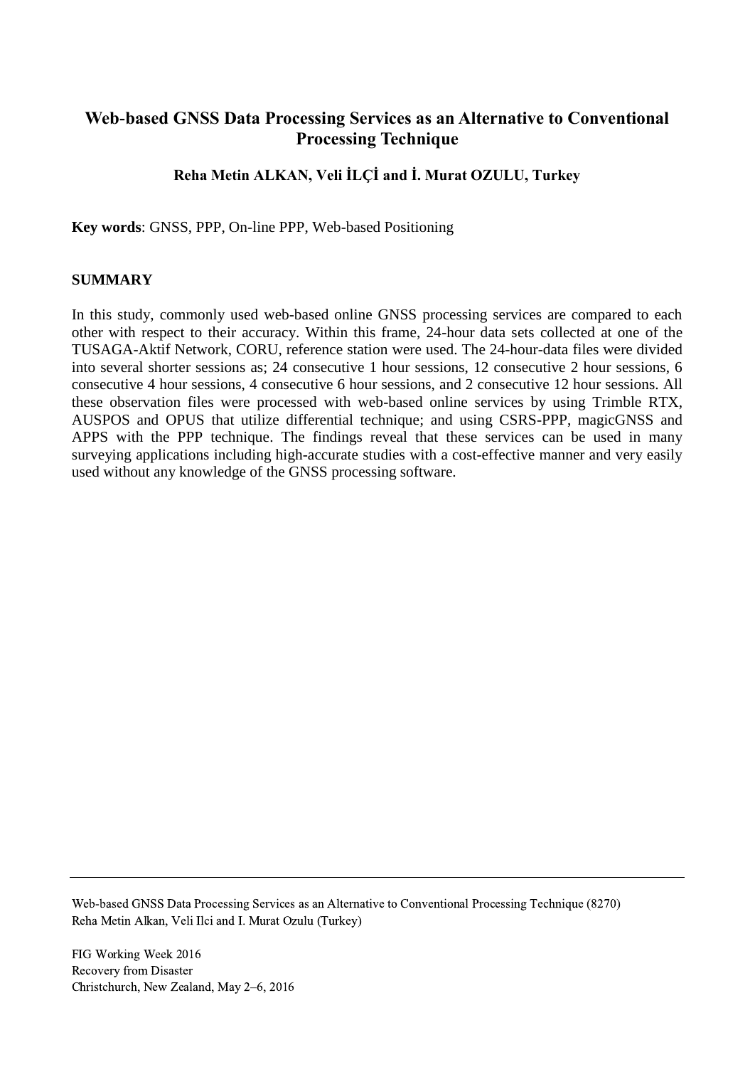# Web-based GNSS Data Processing Services as an Alternative to Conventional Processing Technique

**Reha Metin ALKAN, Veli İLÇİ and İ. Murat OZULU, Turkey**

**Key words**: GNSS, PPP, On-line PPP, Web-based Positioning

## SUMMARY

In this study, commonly used web-based online GNSS processing services are compared to each other with respect to their accuracy. Within this frame, 24-hour data sets collected at one of the TUSAGA-Aktif Network, CORU, reference station were used. The 24-hour-data files were divided into several shorter sessions as; 24 consecutive 1 hour sessions, 12 consecutive 2 hour sessions, 6 consecutive 4 hour sessions, 4 consecutive 6 hour sessions, and 2 consecutive 12 hour sessions. All these observation files were processed with web-based online services by using Trimble RTX, AUSPOS and OPUS that utilize differential technique; and using CSRS-PPP, magicGNSS and APPS with the PPP technique. The findings reveal that these services can be used in many surveying applications including high-accurate studies with a cost-effective manner and very easily used without any knowledge of the GNSS processing software.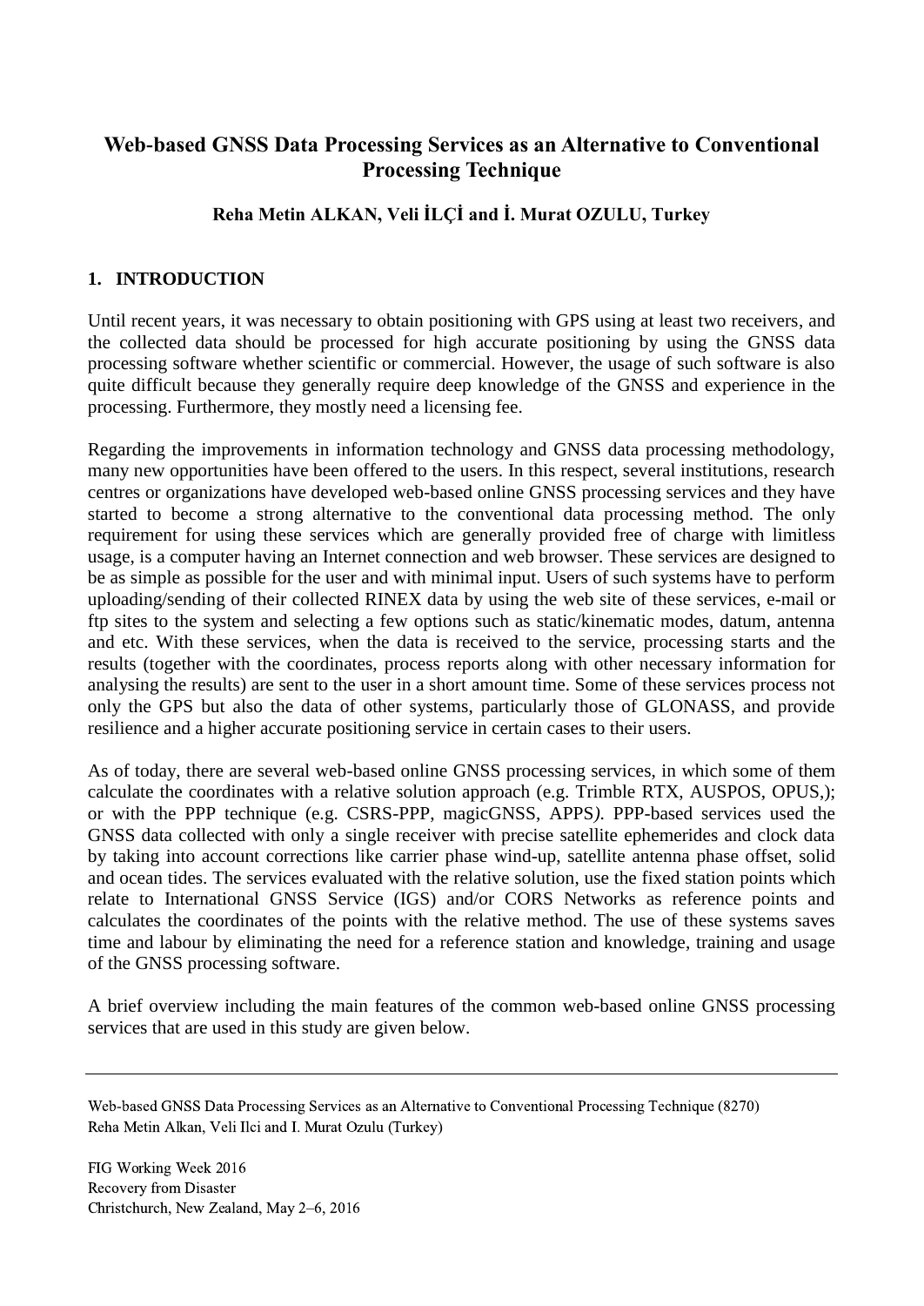# Web-based GNSS Data Processing Services as an Alternative to Conventional Processing Technique

**Reha Metin ALKAN, Veli İLÇİ and İ. Murat OZULU, Turkey**

## 1. INTRODUCTION

Until recent years, it was necessary to obtain positioning with GPS using at least two receivers, and the collected data should be processed for high accurate positioning by using the GNSS data processing software whether scientific or commercial. However, the usage of such software is also quite difficult because they generally require deep knowledge of the GNSS and experience in the processing. Furthermore, they mostly need a licensing fee.

Regarding the improvements in information technology and GNSS data processing methodology, many new opportunities have been offered to the users. In this respect, several institutions, research centres or organizations have developed web-based online GNSS processing services and they have started to become a strong alternative to the conventional data processing method. The only requirement for using these services which are generally provided free of charge with limitless usage, is a computer having an Internet connection and web browser. These services are designed to be as simple as possible for the user and with minimal input. Users of such systems have to perform uploading/sending of their collected RINEX data by using the web site of these services, e-mail or ftp sites to the system and selecting a few options such as static/kinematic modes, datum, antenna and etc. With these services, when the data is received to the service, processing starts and the results (together with the coordinates, process reports along with other necessary information for analysing the results) are sent to the user in a short amount time. Some of these services process not only the GPS but also the data of other systems, particularly those of GLONASS, and provide resilience and a higher accurate positioning service in certain cases to their users.

As of today, there are several web-based online GNSS processing services, in which some of them calculate the coordinates with a relative solution approach (e.g. Trimble RTX, AUSPOS, OPUS,); or with the PPP technique (e.g. CSRS-PPP, magicGNSS, APPS*).* PPP-based services used the GNSS data collected with only a single receiver with precise satellite ephemerides and clock data by taking into account corrections like carrier phase wind-up, satellite antenna phase offset, solid and ocean tides. The services evaluated with the relative solution, use the fixed station points which relate to International GNSS Service (IGS) and/or CORS Networks as reference points and calculates the coordinates of the points with the relative method. The use of these systems saves time and labour by eliminating the need for a reference station and knowledge, training and usage of the GNSS processing software.

A brief overview including the main features of the common web-based online GNSS processing services that are used in this study are given below.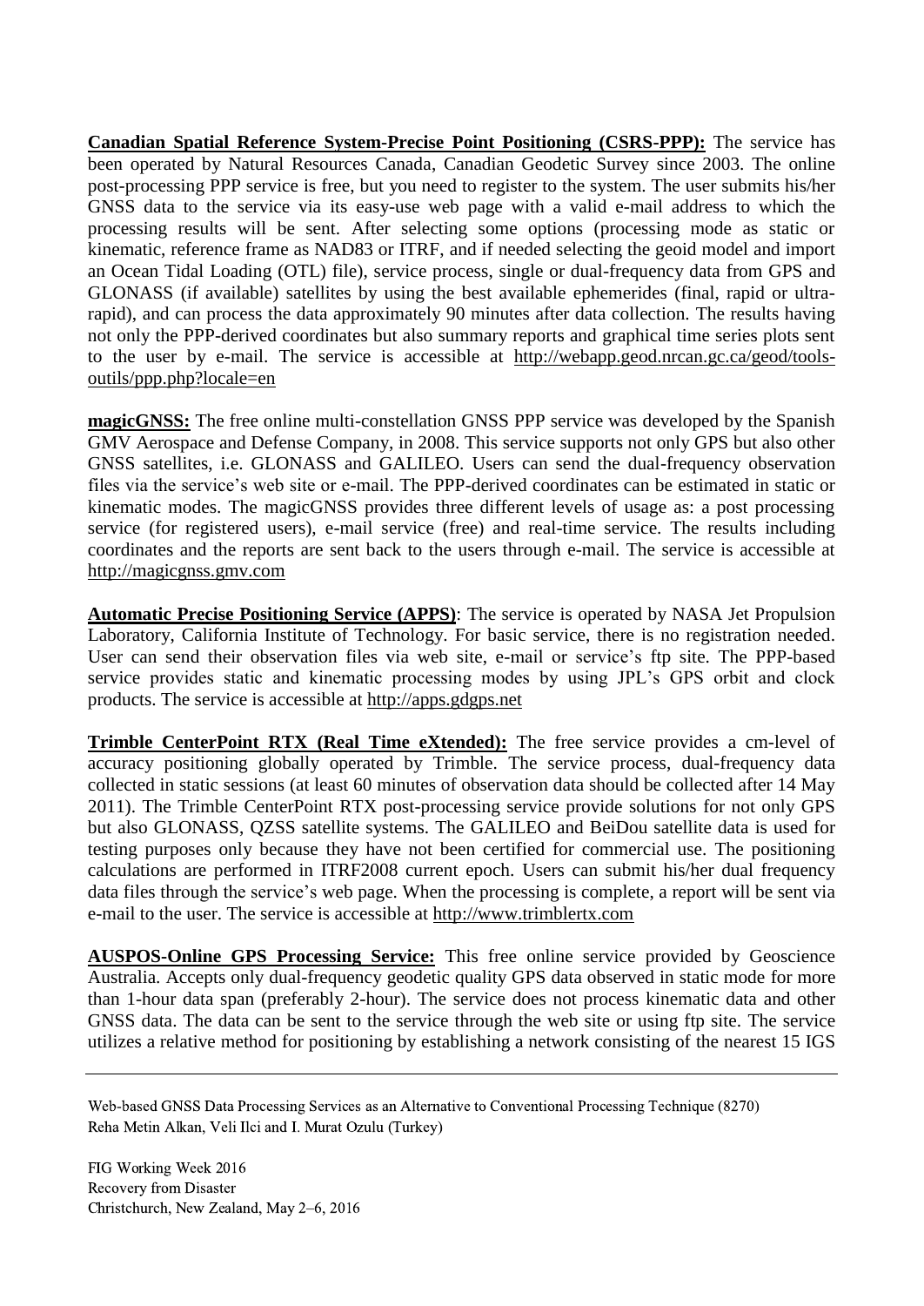**Canadian Spatial Reference System-Precise Point Positioning (CSRS-PPP):** The service has been operated by Natural Resources Canada, Canadian Geodetic Survey since 2003. The online post-processing PPP service is free, but you need to register to the system. The user submits his/her GNSS data to the service via its easy-use web page with a valid e-mail address to which the processing results will be sent. After selecting some options (processing mode as static or kinematic, reference frame as NAD83 or ITRF, and if needed selecting the geoid model and import an Ocean Tidal Loading (OTL) file), service process, single or dual-frequency data from GPS and GLONASS (if available) satellites by using the best available ephemerides (final, rapid or ultra-rapid), and can process the data approximately 90 minutes after data collection. The results having not only the PPP-derived coordinates but also summary reports and graphical time series plots sent to the user by e-mail. The service is accessible at http://webapp.geod.nrcan.gc.ca/geod/tools-outils/ppp.php?locale=en

**magicGNSS:** The free online multi-constellation GNSS PPP service was developed by the Spanish GMV Aerospace and Defense Company, in 2008. This service supports not only GPS but also other GNSS satellites, i.e. GLONASS and GALILEO. Users can send the dual-frequency observation files via the service's web site or e-mail. The PPP-derived coordinates can be estimated in static or kinematic modes. The magicGNSS provides three different levels of usage as: a post processing service (for registered users), e-mail service (free) and real-time service. The results including coordinates and the reports are sent back to the users through e-mail. The service is accessible at http://magicgnss.gmv.com

**Automatic Precise Positioning Service (APPS)**: The service is operated by NASA Jet Propulsion Laboratory, California Institute of Technology. For basic service, there is no registration needed. User can send their observation files via web site, e-mail or service's ftp site. The PPP-based service provides static and kinematic processing modes by using JPL's GPS orbit and clock products. The service is accessible at http://apps.gdgps.net

**Trimble CenterPoint RTX (Real Time eXtended):** The free service provides a cm-level of accuracy positioning globally operated by Trimble. The service process, dual-frequency data collected in static sessions (at least 60 minutes of observation data should be collected after 14 May 2011). The Trimble CenterPoint RTX post-processing service provide solutions for not only GPS but also GLONASS, QZSS satellite systems. The GALILEO and BeiDou satellite data is used for testing purposes only because they have not been certified for commercial use. The positioning calculations are performed in ITRF2008 current epoch. Users can submit his/her dual frequency data files through the service's web page. When the processing is complete, a report will be sent via e-mail to the user. The service is accessible at http://www.trimblertx.com

**AUSPOS-Online GPS Processing Service:** This free online service provided by Geoscience Australia. Accepts only dual-frequency geodetic quality GPS data observed in static mode for more than 1-hour data span (preferably 2-hour). The service does not process kinematic data and other GNSS data. The data can be sent to the service through the web site or using ftp site. The service utilizes a relative method for positioning by establishing a network consisting of the nearest 15 IGS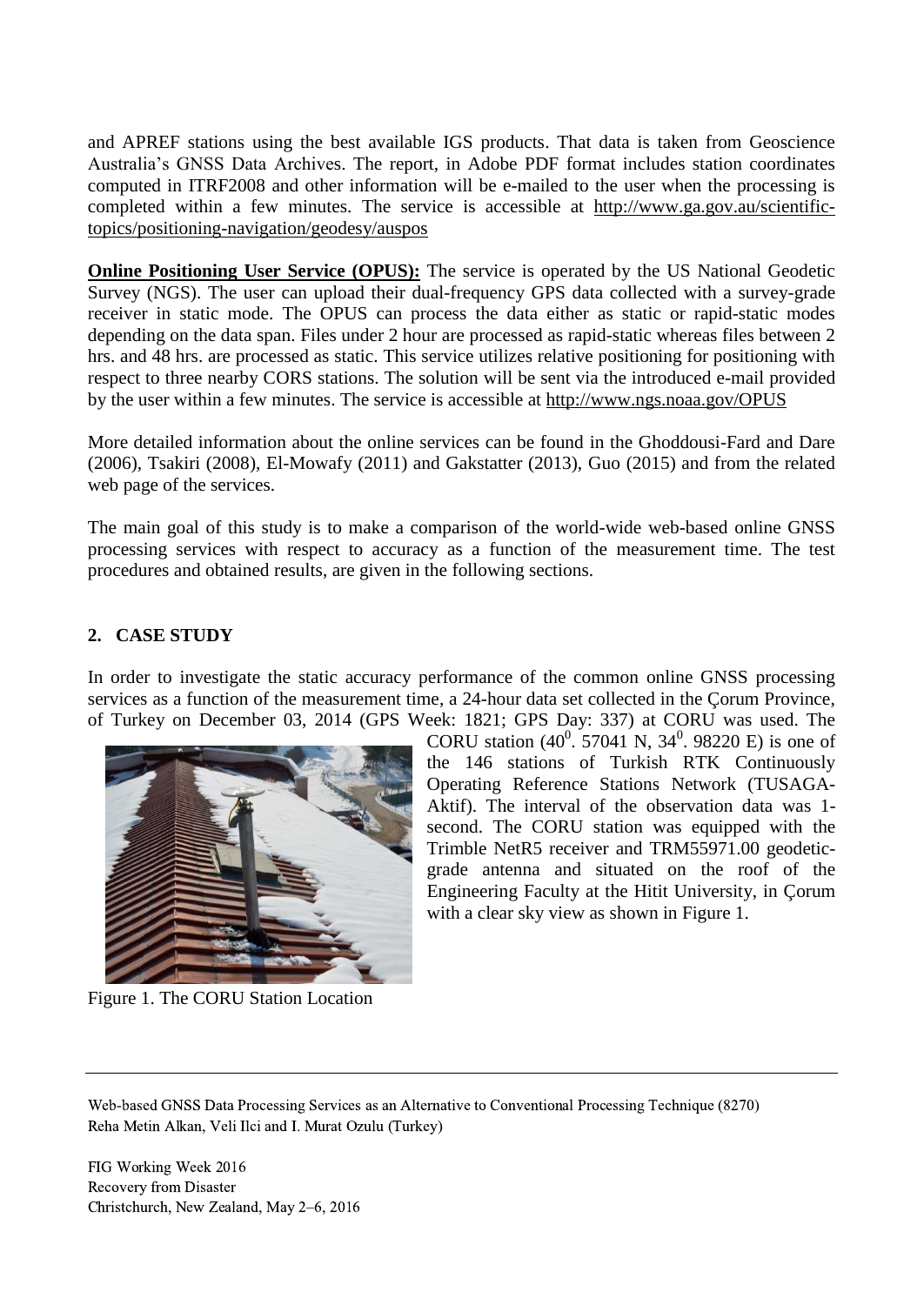and APREF stations using the best available IGS products. That data is taken from Geoscience Australia's GNSS Data Archives. The report, in Adobe PDF format includes station coordinates computed in ITRF2008 and other information will be e-mailed to the user when the processing is completed within a few minutes. The service is accessible at http://www.ga.gov.au/scientific-topics/positioning-navigation/geodesy/auspos

**Online Positioning User Service (OPUS):** The service is operated by the US National Geodetic Survey (NGS). The user can upload their dual-frequency GPS data collected with a survey-grade receiver in static mode. The OPUS can process the data either as static or rapid-static modes depending on the data span. Files under 2 hour are processed as rapid-static whereas files between 2 hrs. and 48 hrs. are processed as static. This service utilizes relative positioning for positioning with respect to three nearby CORS stations. The solution will be sent via the introduced e-mail provided by the user within a few minutes. The service is accessible at http://www.ngs.noaa.gov/OPUS

More detailed information about the online services can be found in the Ghoddousi-Fard and Dare (2006), Tsakiri (2008), El-Mowafy (2011) and Gakstatter (2013), Guo (2015) and from the related web page of the services.

The main goal of this study is to make a comparison of the world-wide web-based online GNSS processing services with respect to accuracy as a function of the measurement time. The test procedures and obtained results, are given in the following sections.

## 2. CASE STUDY

In order to investigate the static accuracy performance of the common online GNSS processing services as a function of the measurement time, a 24-hour data set collected in the Çorum Province, of Turkey on December 03, 2014 (GPS Week: 1821; GPS Day: 337) at CORU was used. The CORU station ($40^0$. 57041 N, $34^0$. 98220 E) is one of the 146 stations of Turkish RTK Continuously Operating Reference Stations Network (TUSAGA-Aktif). The interval of the observation data was 1-second. The CORU station was equipped with the Trimble NetR5 receiver and TRM55971.00 geodetic-grade antenna and situated on the roof of the Engineering Faculty at the Hitit University, in Çorum with a clear sky view as shown in Figure 1.

Figure 1. The CORU Station Location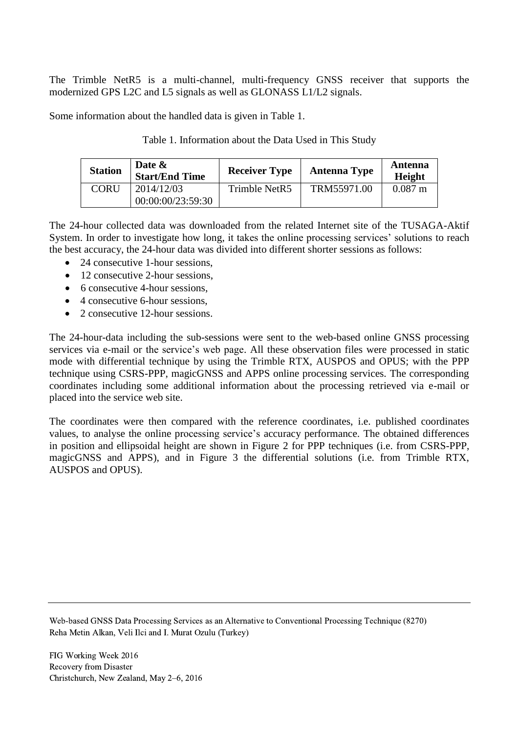The Trimble NetR5 is a multi-channel, multi-frequency GNSS receiver that supports the modernized GPS L2C and L5 signals as well as GLONASS L1/L2 signals.

Some information about the handled data is given in Table 1.

Table 1. Information about the Data Used in This Study

| Station | Date & Start/End Time | Receiver Type | Antenna Type | Antenna Height |
|---|---|---|---|---|
| CORU | 2014/12/03 00:00:00/23:59:30 | Trimble NetR5 | TRM55971.00 | 0.087 m |

The 24-hour collected data was downloaded from the related Internet site of the TUSAGA-Aktif System. In order to investigate how long, it takes the online processing services' solutions to reach the best accuracy, the 24-hour data was divided into different shorter sessions as follows:

- 24 consecutive 1-hour sessions,
- 12 consecutive 2-hour sessions,
- 6 consecutive 4-hour sessions,
- 4 consecutive 6-hour sessions,
- 2 consecutive 12-hour sessions.

The 24-hour-data including the sub-sessions were sent to the web-based online GNSS processing services via e-mail or the service's web page. All these observation files were processed in static mode with differential technique by using the Trimble RTX, AUSPOS and OPUS; with the PPP technique using CSRS-PPP, magicGNSS and APPS online processing services. The corresponding coordinates including some additional information about the processing retrieved via e-mail or placed into the service web site.

The coordinates were then compared with the reference coordinates, i.e. published coordinates values, to analyse the online processing service's accuracy performance. The obtained differences in position and ellipsoidal height are shown in Figure 2 for PPP techniques (i.e. from CSRS-PPP, magicGNSS and APPS), and in Figure 3 the differential solutions (i.e. from Trimble RTX, AUSPOS and OPUS).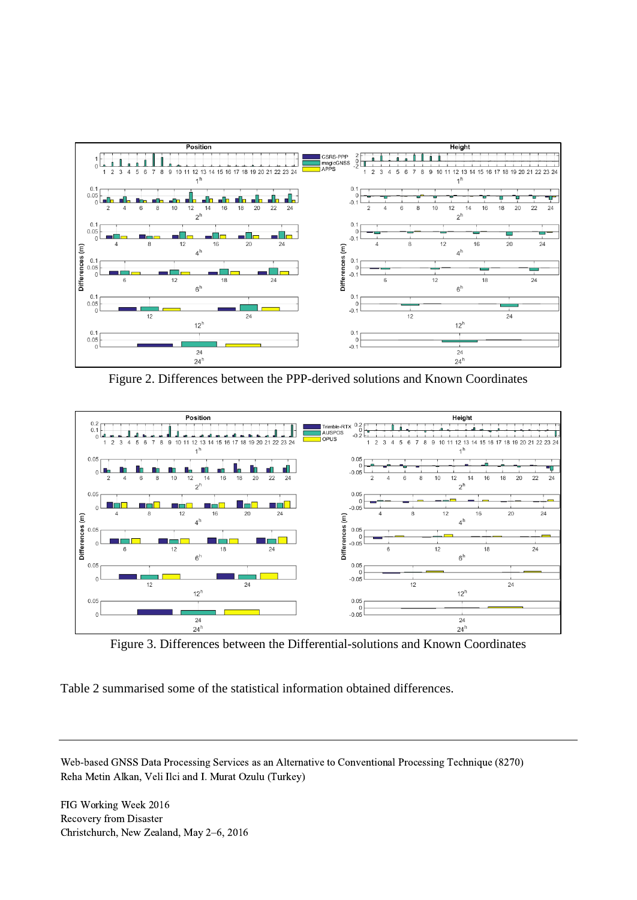Figure 2. Differences between the PPP-derived solutions and Known Coordinates

Figure 3. Differences between the Differential-solutions and Known Coordinates

Table 2 summarised some of the statistical information obtained differences.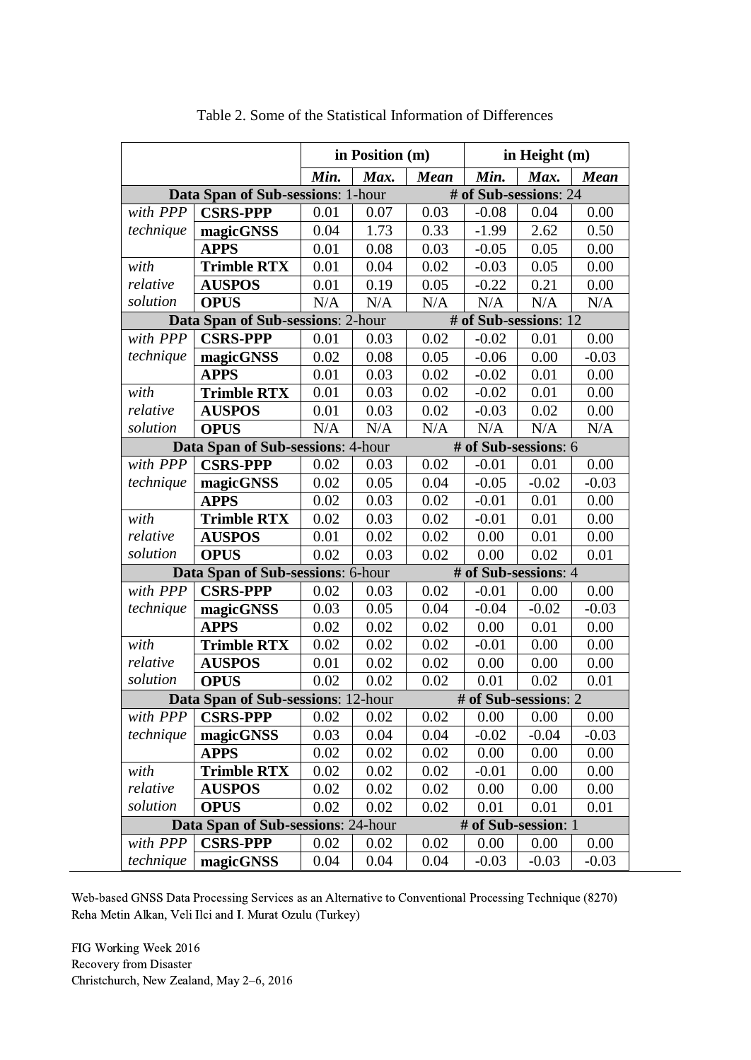Table 2. Some of the Statistical Information of Differences

| | | in Position (m) | | | in Height (m) | | |
|---|---|---|---|---|---|---|---|
| | | *Min.* | *Max.* | *Mean* | *Min.* | *Max.* | *Mean* |
| **Data Span of Sub-sessions**: 1-hour | | | | **# of Sub-sessions**: 24 | | | |
| *with PPP technique* | **CSRS-PPP** | 0.01 | 0.07 | 0.03 | -0.08 | 0.04 | 0.00 |
| | **magicGNSS** | 0.04 | 1.73 | 0.33 | -1.99 | 2.62 | 0.50 |
| | **APPS** | 0.01 | 0.08 | 0.03 | -0.05 | 0.05 | 0.00 |
| *with relative solution* | **Trimble RTX** | 0.01 | 0.04 | 0.02 | -0.03 | 0.05 | 0.00 |
| | **AUSPOS** | 0.01 | 0.19 | 0.05 | -0.22 | 0.21 | 0.00 |
| | **OPUS** | N/A | N/A | N/A | N/A | N/A | N/A |
| **Data Span of Sub-sessions**: 2-hour | | | | **# of Sub-sessions**: 12 | | | |
| *with PPP technique* | **CSRS-PPP** | 0.01 | 0.03 | 0.02 | -0.02 | 0.01 | 0.00 |
| | **magicGNSS** | 0.02 | 0.08 | 0.05 | -0.06 | 0.00 | -0.03 |
| | **APPS** | 0.01 | 0.03 | 0.02 | -0.02 | 0.01 | 0.00 |
| *with relative solution* | **Trimble RTX** | 0.01 | 0.03 | 0.02 | -0.02 | 0.01 | 0.00 |
| | **AUSPOS** | 0.01 | 0.03 | 0.02 | -0.03 | 0.02 | 0.00 |
| | **OPUS** | N/A | N/A | N/A | N/A | N/A | N/A |
| **Data Span of Sub-sessions**: 4-hour | | | | **# of Sub-sessions**: 6 | | | |
| *with PPP technique* | **CSRS-PPP** | 0.02 | 0.03 | 0.02 | -0.01 | 0.01 | 0.00 |
| | **magicGNSS** | 0.02 | 0.05 | 0.04 | -0.05 | -0.02 | -0.03 |
| | **APPS** | 0.02 | 0.03 | 0.02 | -0.01 | 0.01 | 0.00 |
| *with relative solution* | **Trimble RTX** | 0.02 | 0.03 | 0.02 | -0.01 | 0.01 | 0.00 |
| | **AUSPOS** | 0.01 | 0.02 | 0.02 | 0.00 | 0.01 | 0.00 |
| | **OPUS** | 0.02 | 0.03 | 0.02 | 0.00 | 0.02 | 0.01 |
| **Data Span of Sub-sessions**: 6-hour | | | | **# of Sub-sessions**: 4 | | | |
| *with PPP technique* | **CSRS-PPP** | 0.02 | 0.03 | 0.02 | -0.01 | 0.00 | 0.00 |
| | **magicGNSS** | 0.03 | 0.05 | 0.04 | -0.04 | -0.02 | -0.03 |
| | **APPS** | 0.02 | 0.02 | 0.02 | 0.00 | 0.01 | 0.00 |
| *with relative solution* | **Trimble RTX** | 0.02 | 0.02 | 0.02 | -0.01 | 0.00 | 0.00 |
| | **AUSPOS** | 0.01 | 0.02 | 0.02 | 0.00 | 0.00 | 0.00 |
| | **OPUS** | 0.02 | 0.02 | 0.02 | 0.01 | 0.02 | 0.01 |
| **Data Span of Sub-sessions**: 12-hour | | | | **# of Sub-sessions**: 2 | | | |
| *with PPP technique* | **CSRS-PPP** | 0.02 | 0.02 | 0.02 | 0.00 | 0.00 | 0.00 |
| | **magicGNSS** | 0.03 | 0.04 | 0.04 | -0.02 | -0.04 | -0.03 |
| | **APPS** | 0.02 | 0.02 | 0.02 | 0.00 | 0.00 | 0.00 |
| *with relative solution* | **Trimble RTX** | 0.02 | 0.02 | 0.02 | -0.01 | 0.00 | 0.00 |
| | **AUSPOS** | 0.02 | 0.02 | 0.02 | 0.00 | 0.00 | 0.00 |
| | **OPUS** | 0.02 | 0.02 | 0.02 | 0.01 | 0.01 | 0.01 |
| **Data Span of Sub-sessions**: 24-hour | | | | **# of Sub-session**: 1 | | | |
| *with PPP technique* | **CSRS-PPP** | 0.02 | 0.02 | 0.02 | 0.00 | 0.00 | 0.00 |
| | **magicGNSS** | 0.04 | 0.04 | 0.04 | -0.03 | -0.03 | -0.03 |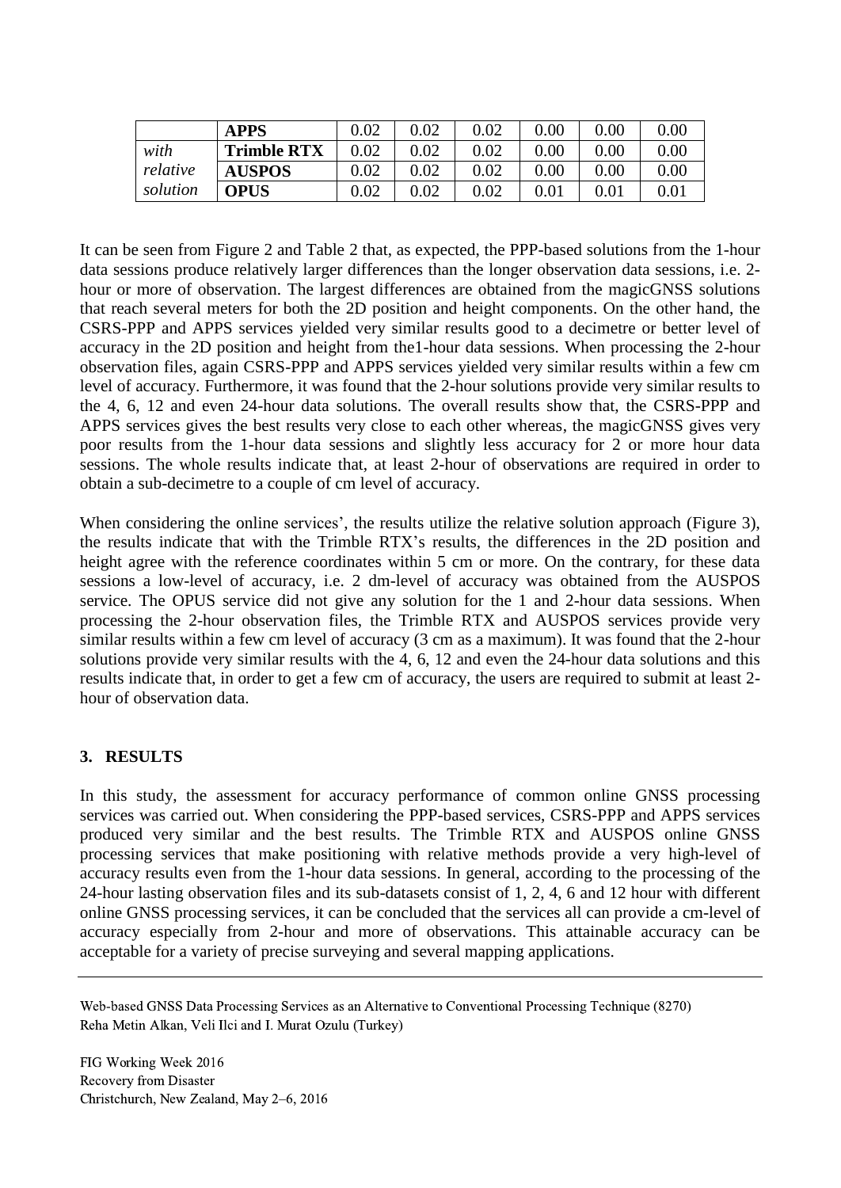|  | **APPS** | 0.02 | 0.02 | 0.02 | 0.00 | 0.00 | 0.00 |
|---|---|---|---|---|---|---|---|
| *with relative solution* | **Trimble RTX** | 0.02 | 0.02 | 0.02 | 0.00 | 0.00 | 0.00 |
|  | **AUSPOS** | 0.02 | 0.02 | 0.02 | 0.00 | 0.00 | 0.00 |
|  | **OPUS** | 0.02 | 0.02 | 0.02 | 0.01 | 0.01 | 0.01 |

It can be seen from Figure 2 and Table 2 that, as expected, the PPP-based solutions from the 1-hour data sessions produce relatively larger differences than the longer observation data sessions, i.e. 2-hour or more of observation. The largest differences are obtained from the magicGNSS solutions that reach several meters for both the 2D position and height components. On the other hand, the CSRS-PPP and APPS services yielded very similar results good to a decimetre or better level of accuracy in the 2D position and height from the1-hour data sessions. When processing the 2-hour observation files, again CSRS-PPP and APPS services yielded very similar results within a few cm level of accuracy. Furthermore, it was found that the 2-hour solutions provide very similar results to the 4, 6, 12 and even 24-hour data solutions. The overall results show that, the CSRS-PPP and APPS services gives the best results very close to each other whereas, the magicGNSS gives very poor results from the 1-hour data sessions and slightly less accuracy for 2 or more hour data sessions. The whole results indicate that, at least 2-hour of observations are required in order to obtain a sub-decimetre to a couple of cm level of accuracy.

When considering the online services', the results utilize the relative solution approach (Figure 3), the results indicate that with the Trimble RTX's results, the differences in the 2D position and height agree with the reference coordinates within 5 cm or more. On the contrary, for these data sessions a low-level of accuracy, i.e. 2 dm-level of accuracy was obtained from the AUSPOS service. The OPUS service did not give any solution for the 1 and 2-hour data sessions. When processing the 2-hour observation files, the Trimble RTX and AUSPOS services provide very similar results within a few cm level of accuracy (3 cm as a maximum). It was found that the 2-hour solutions provide very similar results with the 4, 6, 12 and even the 24-hour data solutions and this results indicate that, in order to get a few cm of accuracy, the users are required to submit at least 2-hour of observation data.

## 3. RESULTS

In this study, the assessment for accuracy performance of common online GNSS processing services was carried out. When considering the PPP-based services, CSRS-PPP and APPS services produced very similar and the best results. The Trimble RTX and AUSPOS online GNSS processing services that make positioning with relative methods provide a very high-level of accuracy results even from the 1-hour data sessions. In general, according to the processing of the 24-hour lasting observation files and its sub-datasets consist of 1, 2, 4, 6 and 12 hour with different online GNSS processing services, it can be concluded that the services all can provide a cm-level of accuracy especially from 2-hour and more of observations. This attainable accuracy can be acceptable for a variety of precise surveying and several mapping applications.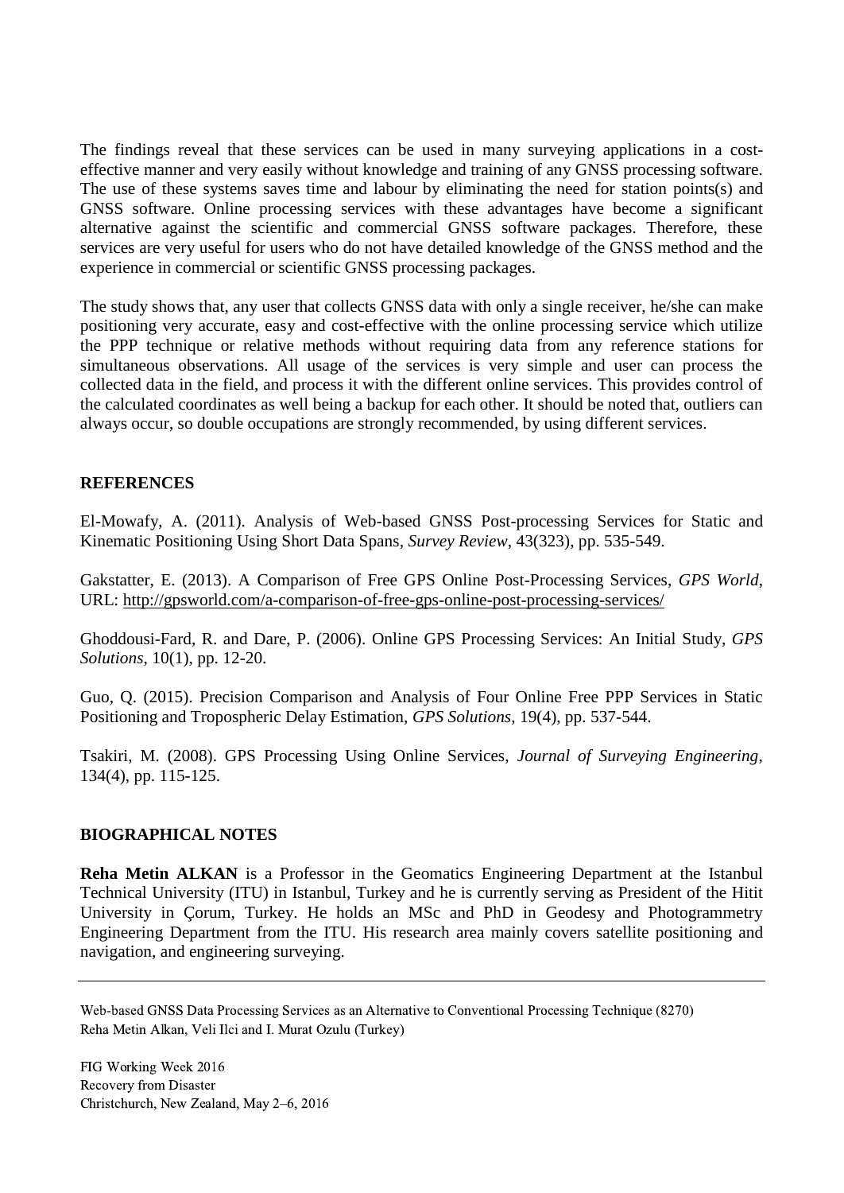The findings reveal that these services can be used in many surveying applications in a cost-effective manner and very easily without knowledge and training of any GNSS processing software. The use of these systems saves time and labour by eliminating the need for station points(s) and GNSS software. Online processing services with these advantages have become a significant alternative against the scientific and commercial GNSS software packages. Therefore, these services are very useful for users who do not have detailed knowledge of the GNSS method and the experience in commercial or scientific GNSS processing packages.

The study shows that, any user that collects GNSS data with only a single receiver, he/she can make positioning very accurate, easy and cost-effective with the online processing service which utilize the PPP technique or relative methods without requiring data from any reference stations for simultaneous observations. All usage of the services is very simple and user can process the collected data in the field, and process it with the different online services. This provides control of the calculated coordinates as well being a backup for each other. It should be noted that, outliers can always occur, so double occupations are strongly recommended, by using different services.

## REFERENCES

El-Mowafy, A. (2011). Analysis of Web-based GNSS Post-processing Services for Static and Kinematic Positioning Using Short Data Spans, *Survey Review*, 43(323), pp. 535-549.

Gakstatter, E. (2013). A Comparison of Free GPS Online Post-Processing Services, *GPS World*, URL: http://gpsworld.com/a-comparison-of-free-gps-online-post-processing-services/

Ghoddousi-Fard, R. and Dare, P. (2006). Online GPS Processing Services: An Initial Study, *GPS Solutions*, 10(1), pp. 12-20.

Guo, Q. (2015). Precision Comparison and Analysis of Four Online Free PPP Services in Static Positioning and Tropospheric Delay Estimation, *GPS Solutions*, 19(4), pp. 537-544.

Tsakiri, M. (2008). GPS Processing Using Online Services, *Journal of Surveying Engineering*, 134(4), pp. 115-125.

## BIOGRAPHICAL NOTES

**Reha Metin ALKAN** is a Professor in the Geomatics Engineering Department at the Istanbul Technical University (ITU) in Istanbul, Turkey and he is currently serving as President of the Hitit University in Çorum, Turkey. He holds an MSc and PhD in Geodesy and Photogrammetry Engineering Department from the ITU. His research area mainly covers satellite positioning and navigation, and engineering surveying.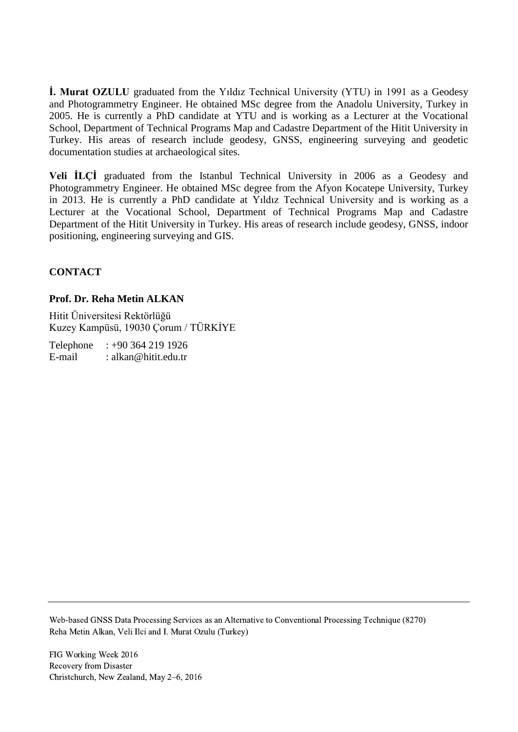**İ. Murat OZULU** graduated from the Yıldız Technical University (YTU) in 1991 as a Geodesy and Photogrammetry Engineer. He obtained MSc degree from the Anadolu University, Turkey in 2005. He is currently a PhD candidate at YTU and is working as a Lecturer at the Vocational School, Department of Technical Programs Map and Cadastre Department of the Hitit University in Turkey. His areas of research include geodesy, GNSS, engineering surveying and geodetic documentation studies at archaeological sites.

**Veli İLÇİ** graduated from the Istanbul Technical University in 2006 as a Geodesy and Photogrammetry Engineer. He obtained MSc degree from the Afyon Kocatepe University, Turkey in 2013. He is currently a PhD candidate at Yıldız Technical University and is working as a Lecturer at the Vocational School, Department of Technical Programs Map and Cadastre Department of the Hitit University in Turkey. His areas of research include geodesy, GNSS, indoor positioning, engineering surveying and GIS.

## CONTACT

**Prof. Dr. Reha Metin ALKAN**

Hitit Üniversitesi Rektörlüğü
Kuzey Kampüsü, 19030 Çorum / TÜRKİYE

Telephone : +90 364 219 1926
E-mail : alkan@hitit.edu.tr